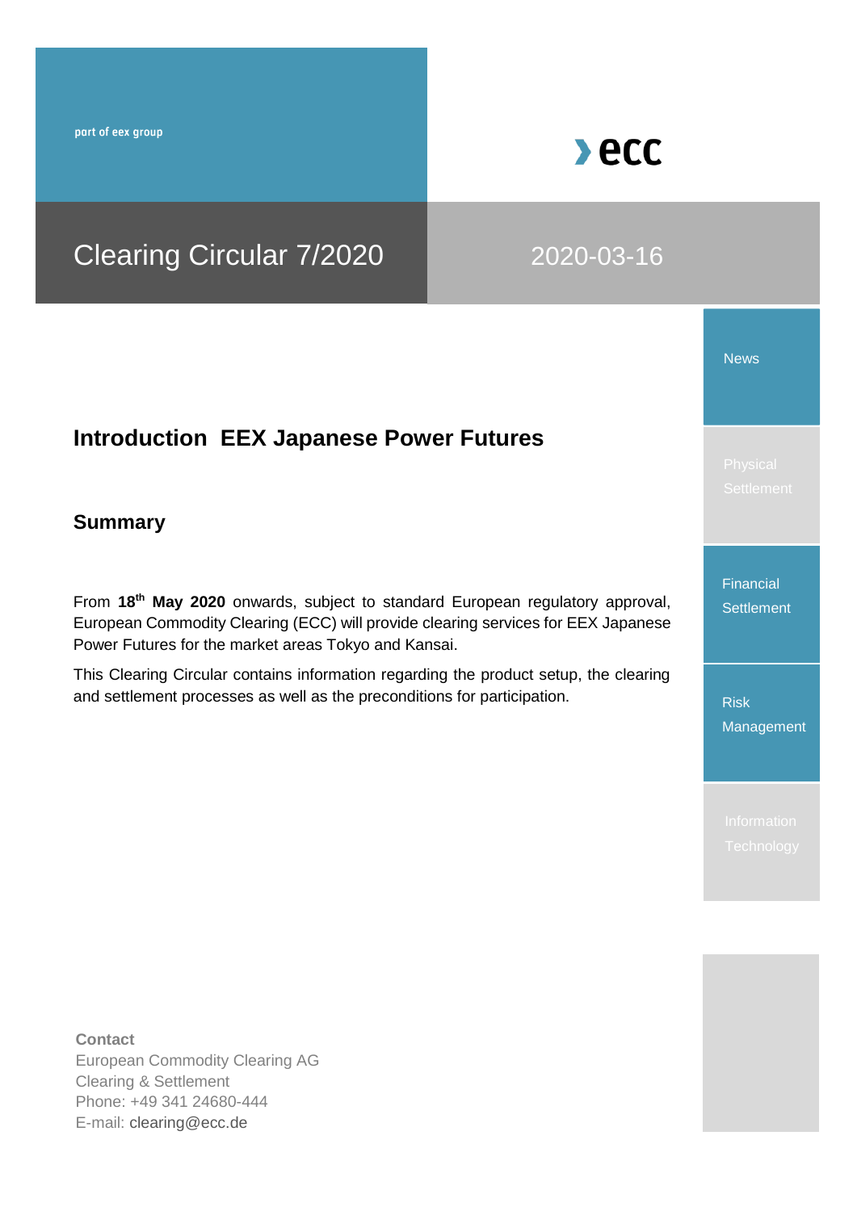part of eex group

ecc

# Clearing Circular 7/2020

2020-03-16

News

Physical Settlement

Financial Settlement

Risk Management

Information Technology

## Introduction  EEX Japanese Power Futures

### Summary

From **18th May 2020** onwards, subject to standard European regulatory approval, European Commodity Clearing (ECC) will provide clearing services for EEX Japanese Power Futures for the market areas Tokyo and Kansai.

This Clearing Circular contains information regarding the product setup, the clearing and settlement processes as well as the preconditions for participation.

**Contact**
European Commodity Clearing AG
Clearing & Settlement
Phone: +49 341 24680-444
E-mail: clearing@ecc.de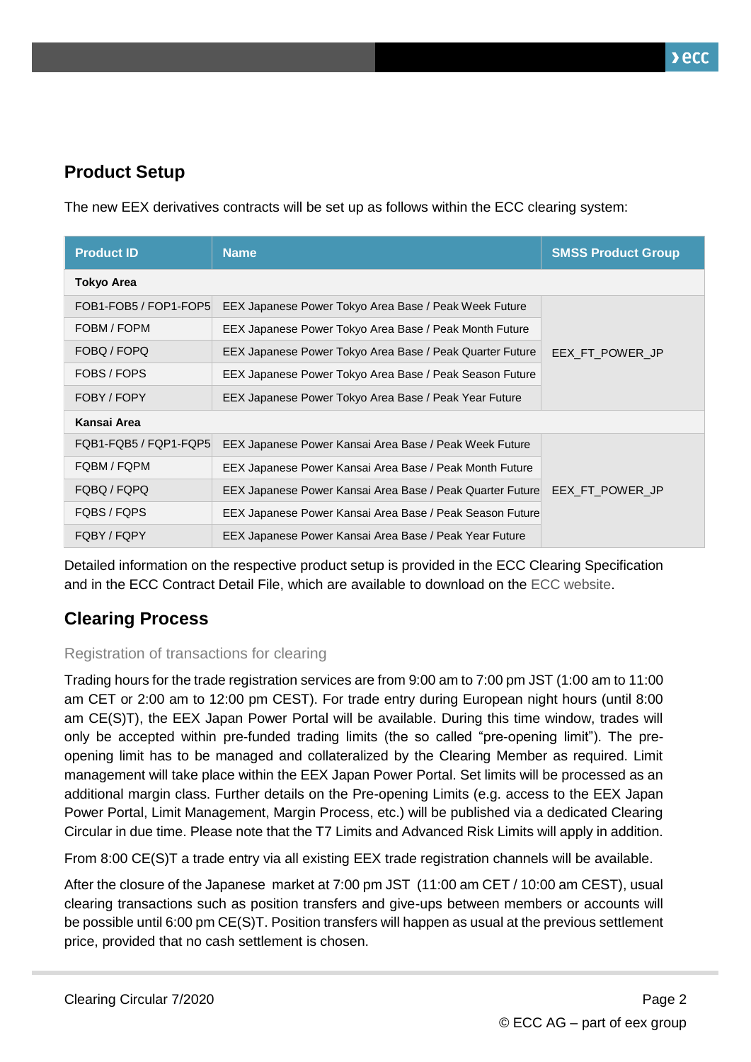## Product Setup

The new EEX derivatives contracts will be set up as follows within the ECC clearing system:

| Product ID | Name | SMSS Product Group |
|---|---|---|
| **Tokyo Area** | | |
| FOB1-FOB5 / FOP1-FOP5 | EEX Japanese Power Tokyo Area Base / Peak Week Future | EEX_FT_POWER_JP |
| FOBM / FOPM | EEX Japanese Power Tokyo Area Base / Peak Month Future | |
| FOBQ / FOPQ | EEX Japanese Power Tokyo Area Base / Peak Quarter Future | |
| FOBS / FOPS | EEX Japanese Power Tokyo Area Base / Peak Season Future | |
| FOBY / FOPY | EEX Japanese Power Tokyo Area Base / Peak Year Future | |
| **Kansai Area** | | |
| FQB1-FQB5 / FQP1-FQP5 | EEX Japanese Power Kansai Area Base / Peak Week Future | EEX_FT_POWER_JP |
| FQBM / FQPM | EEX Japanese Power Kansai Area Base / Peak Month Future | |
| FQBQ / FQPQ | EEX Japanese Power Kansai Area Base / Peak Quarter Future | |
| FQBS / FQPS | EEX Japanese Power Kansai Area Base / Peak Season Future | |
| FQBY / FQPY | EEX Japanese Power Kansai Area Base / Peak Year Future | |

Detailed information on the respective product setup is provided in the ECC Clearing Specification and in the ECC Contract Detail File, which are available to download on the ECC website.

## Clearing Process

### Registration of transactions for clearing

Trading hours for the trade registration services are from 9:00 am to 7:00 pm JST (1:00 am to 11:00 am CET or 2:00 am to 12:00 pm CEST). For trade entry during European night hours (until 8:00 am CE(S)T), the EEX Japan Power Portal will be available. During this time window, trades will only be accepted within pre-funded trading limits (the so called "pre-opening limit"). The pre-opening limit has to be managed and collateralized by the Clearing Member as required. Limit management will take place within the EEX Japan Power Portal. Set limits will be processed as an additional margin class. Further details on the Pre-opening Limits (e.g. access to the EEX Japan Power Portal, Limit Management, Margin Process, etc.) will be published via a dedicated Clearing Circular in due time. Please note that the T7 Limits and Advanced Risk Limits will apply in addition.

From 8:00 CE(S)T a trade entry via all existing EEX trade registration channels will be available.

After the closure of the Japanese market at 7:00 pm JST (11:00 am CET / 10:00 am CEST), usual clearing transactions such as position transfers and give-ups between members or accounts will be possible until 6:00 pm CE(S)T. Position transfers will happen as usual at the previous settlement price, provided that no cash settlement is chosen.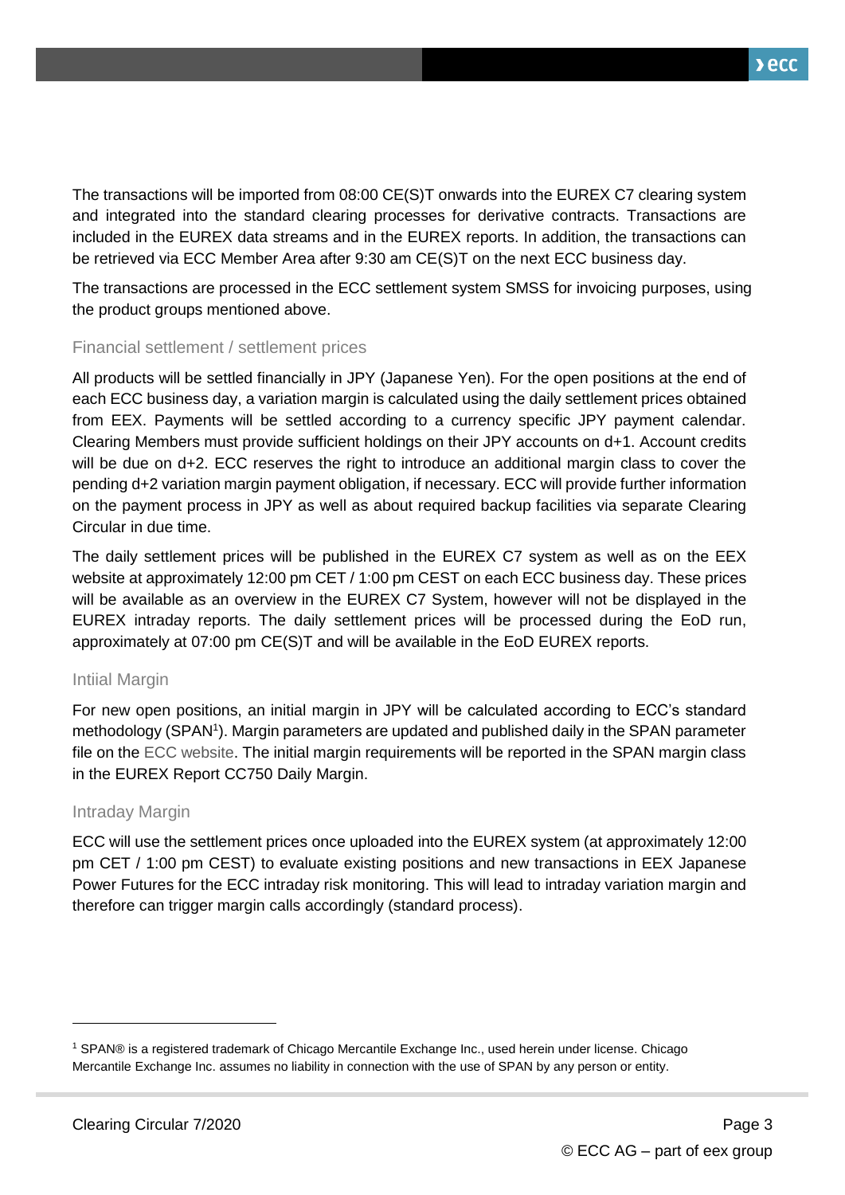The transactions will be imported from 08:00 CE(S)T onwards into the EUREX C7 clearing system and integrated into the standard clearing processes for derivative contracts. Transactions are included in the EUREX data streams and in the EUREX reports. In addition, the transactions can be retrieved via ECC Member Area after 9:30 am CE(S)T on the next ECC business day.

The transactions are processed in the ECC settlement system SMSS for invoicing purposes, using the product groups mentioned above.

### Financial settlement / settlement prices

All products will be settled financially in JPY (Japanese Yen). For the open positions at the end of each ECC business day, a variation margin is calculated using the daily settlement prices obtained from EEX. Payments will be settled according to a currency specific JPY payment calendar. Clearing Members must provide sufficient holdings on their JPY accounts on d+1. Account credits will be due on d+2. ECC reserves the right to introduce an additional margin class to cover the pending d+2 variation margin payment obligation, if necessary. ECC will provide further information on the payment process in JPY as well as about required backup facilities via separate Clearing Circular in due time.

The daily settlement prices will be published in the EUREX C7 system as well as on the EEX website at approximately 12:00 pm CET / 1:00 pm CEST on each ECC business day. These prices will be available as an overview in the EUREX C7 System, however will not be displayed in the EUREX intraday reports. The daily settlement prices will be processed during the EoD run, approximately at 07:00 pm CE(S)T and will be available in the EoD EUREX reports.

### Intiial Margin

For new open positions, an initial margin in JPY will be calculated according to ECC's standard methodology (SPAN[1]). Margin parameters are updated and published daily in the SPAN parameter file on the ECC website. The initial margin requirements will be reported in the SPAN margin class in the EUREX Report CC750 Daily Margin.

### Intraday Margin

ECC will use the settlement prices once uploaded into the EUREX system (at approximately 12:00 pm CET / 1:00 pm CEST) to evaluate existing positions and new transactions in EEX Japanese Power Futures for the ECC intraday risk monitoring. This will lead to intraday variation margin and therefore can trigger margin calls accordingly (standard process).

---

[1] SPAN® is a registered trademark of Chicago Mercantile Exchange Inc., used herein under license. Chicago Mercantile Exchange Inc. assumes no liability in connection with the use of SPAN by any person or entity.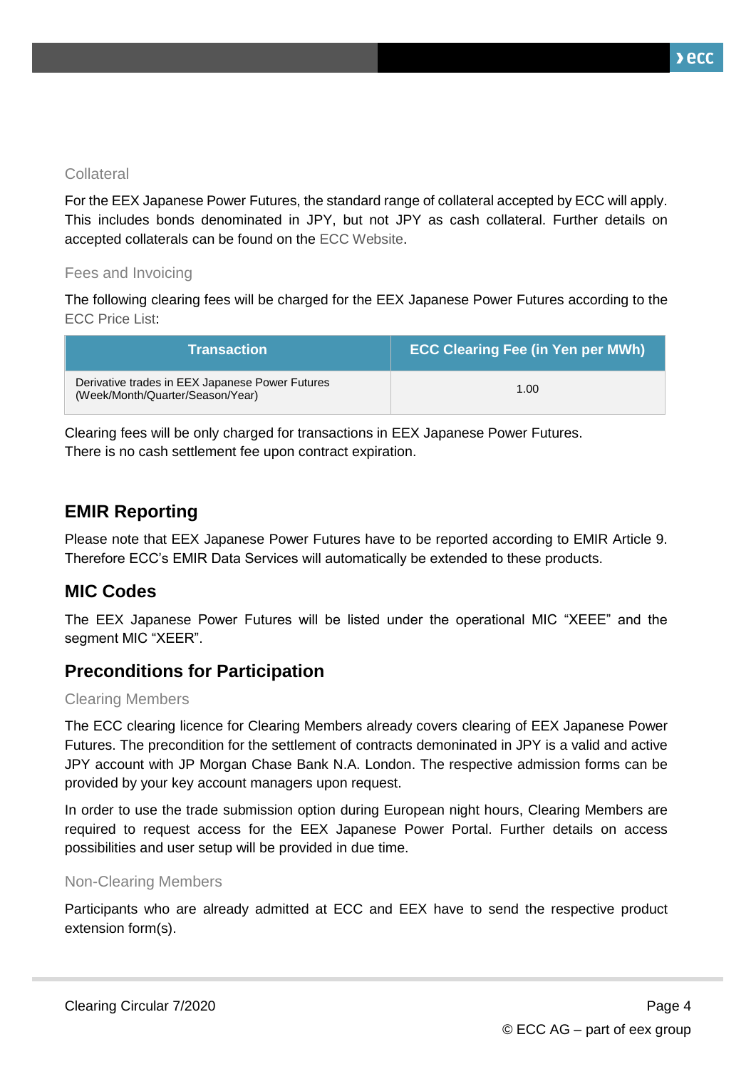### Collateral

For the EEX Japanese Power Futures, the standard range of collateral accepted by ECC will apply. This includes bonds denominated in JPY, but not JPY as cash collateral. Further details on accepted collaterals can be found on the ECC Website.

### Fees and Invoicing

The following clearing fees will be charged for the EEX Japanese Power Futures according to the ECC Price List:

| Transaction | ECC Clearing Fee (in Yen per MWh) |
|---|---|
| Derivative trades in EEX Japanese Power Futures (Week/Month/Quarter/Season/Year) | 1.00 |

Clearing fees will be only charged for transactions in EEX Japanese Power Futures.
There is no cash settlement fee upon contract expiration.

## EMIR Reporting

Please note that EEX Japanese Power Futures have to be reported according to EMIR Article 9. Therefore ECC's EMIR Data Services will automatically be extended to these products.

## MIC Codes

The EEX Japanese Power Futures will be listed under the operational MIC "XEEE" and the segment MIC "XEER".

## Preconditions for Participation

### Clearing Members

The ECC clearing licence for Clearing Members already covers clearing of EEX Japanese Power Futures. The precondition for the settlement of contracts demoninated in JPY is a valid and active JPY account with JP Morgan Chase Bank N.A. London. The respective admission forms can be provided by your key account managers upon request.

In order to use the trade submission option during European night hours, Clearing Members are required to request access for the EEX Japanese Power Portal. Further details on access possibilities and user setup will be provided in due time.

### Non-Clearing Members

Participants who are already admitted at ECC and EEX have to send the respective product extension form(s).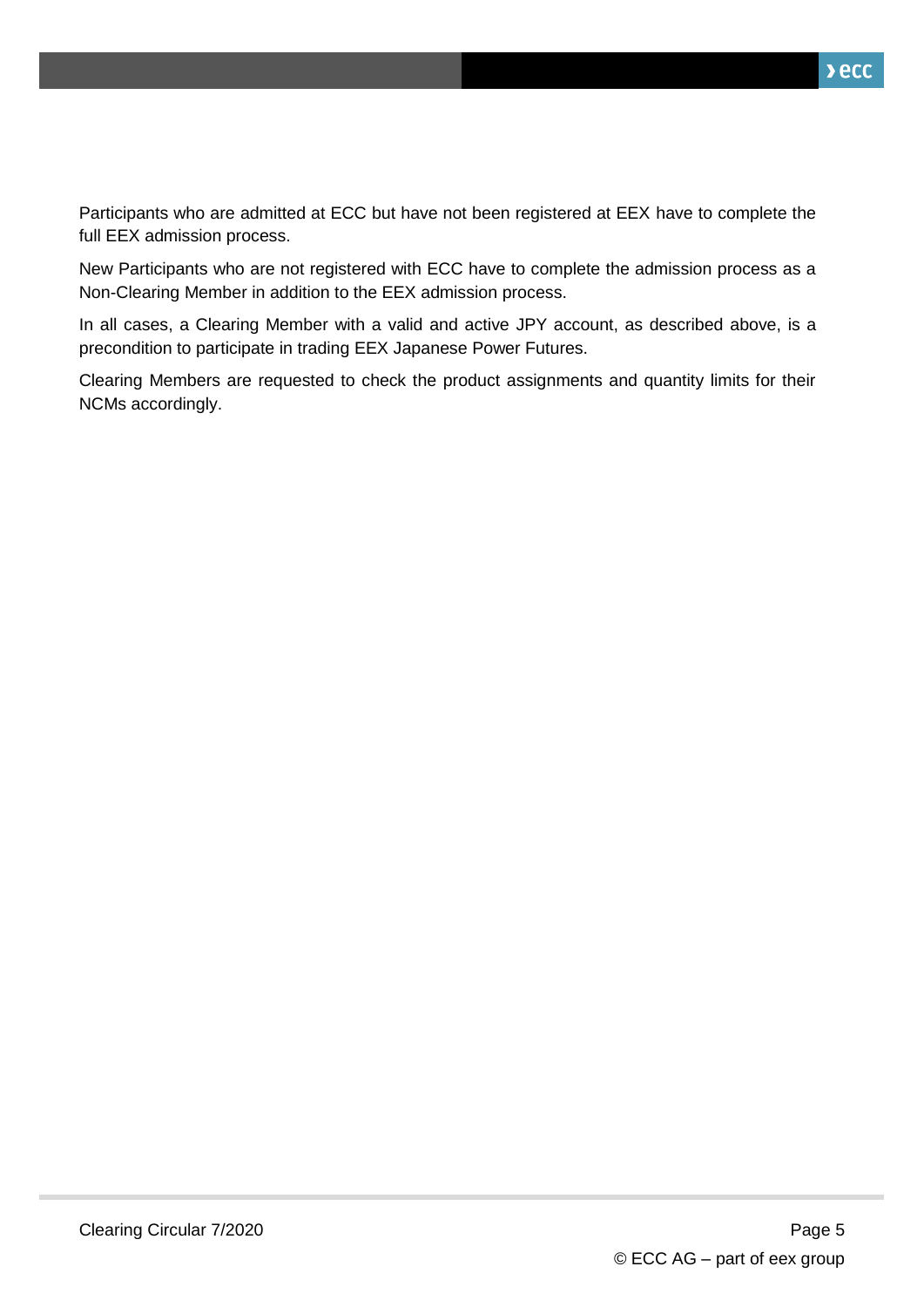Participants who are admitted at ECC but have not been registered at EEX have to complete the full EEX admission process.

New Participants who are not registered with ECC have to complete the admission process as a Non-Clearing Member in addition to the EEX admission process.

In all cases, a Clearing Member with a valid and active JPY account, as described above, is a precondition to participate in trading EEX Japanese Power Futures.

Clearing Members are requested to check the product assignments and quantity limits for their NCMs accordingly.